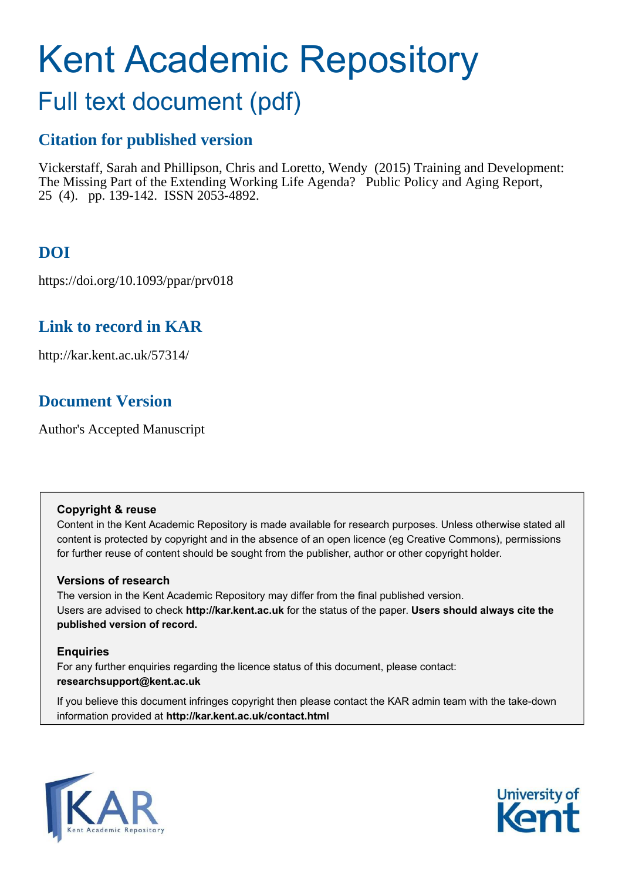# Kent Academic Repository

## Full text document (pdf)

## Citation for published version

Vickerstaff, Sarah and Phillipson, Chris and Loretto, Wendy (2015) Training and Development: The Missing Part of the Extending Working Life Agenda? Public Policy and Aging Report, 25 (4). pp. 139-142. ISSN 2053-4892.

## DOI

https://doi.org/10.1093/ppar/prv018

## Link to record in KAR

http://kar.kent.ac.uk/57314/

## Document Version

Author's Accepted Manuscript

**Copyright & reuse**

Content in the Kent Academic Repository is made available for research purposes. Unless otherwise stated all content is protected by copyright and in the absence of an open licence (eg Creative Commons), permissions for further reuse of content should be sought from the publisher, author or other copyright holder.

**Versions of research**

The version in the Kent Academic Repository may differ from the final published version. Users are advised to check **http://kar.kent.ac.uk** for the status of the paper. **Users should always cite the published version of record.**

**Enquiries**

For any further enquiries regarding the licence status of this document, please contact: **researchsupport@kent.ac.uk**

If you believe this document infringes copyright then please contact the KAR admin team with the take-down information provided at **http://kar.kent.ac.uk/contact.html**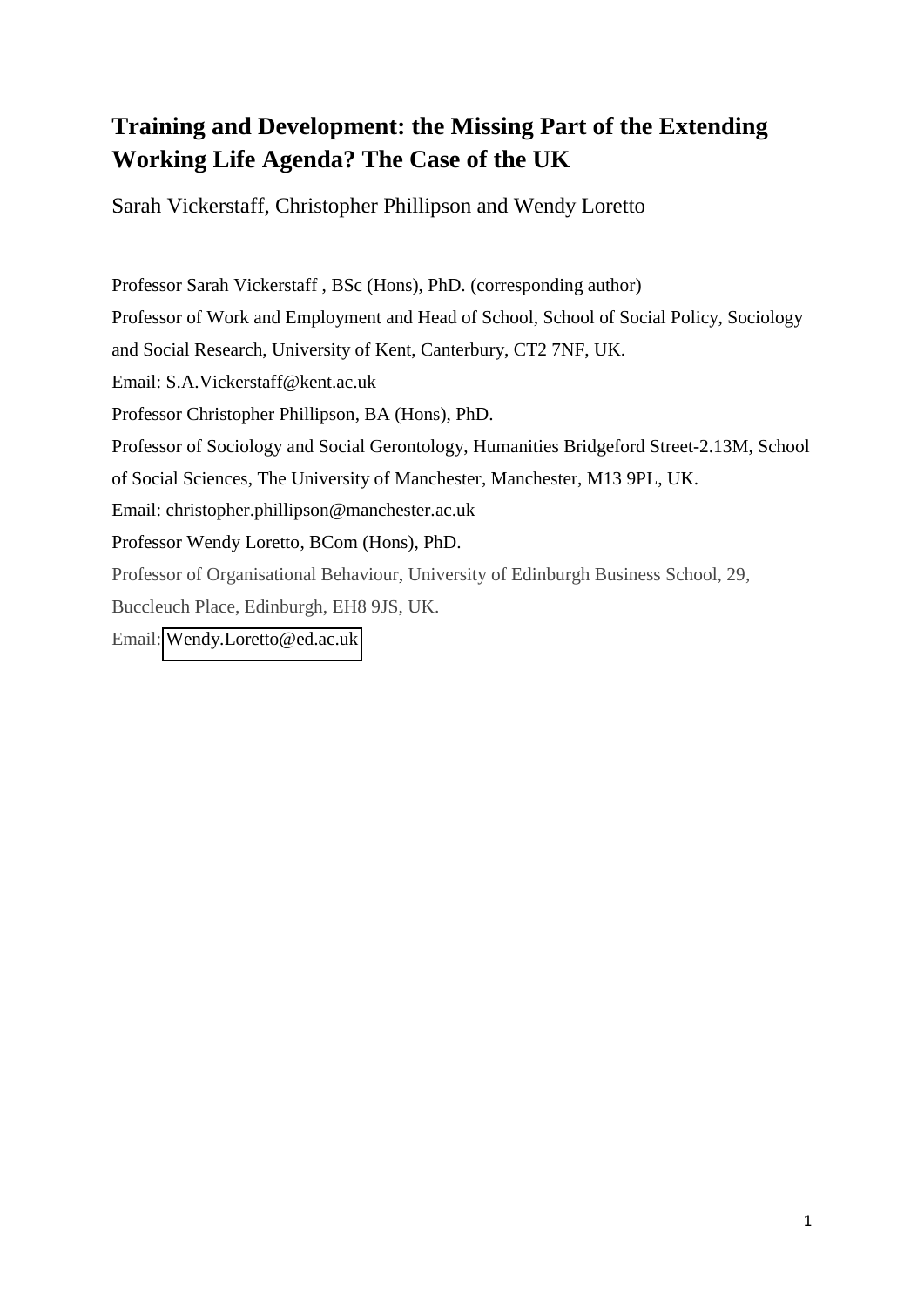# Training and Development: the Missing Part of the Extending Working Life Agenda? The Case of the UK

Sarah Vickerstaff, Christopher Phillipson and Wendy Loretto

Professor Sarah Vickerstaff , BSc (Hons), PhD. (corresponding author)

Professor of Work and Employment and Head of School, School of Social Policy, Sociology and Social Research, University of Kent, Canterbury, CT2 7NF, UK.

Email: S.A.Vickerstaff@kent.ac.uk

Professor Christopher Phillipson, BA (Hons), PhD.

Professor of Sociology and Social Gerontology, Humanities Bridgeford Street-2.13M, School of Social Sciences, The University of Manchester, Manchester, M13 9PL, UK.

Email: christopher.phillipson@manchester.ac.uk

Professor Wendy Loretto, BCom (Hons), PhD.

Professor of Organisational Behaviour, University of Edinburgh Business School, 29, Buccleuch Place, Edinburgh, EH8 9JS, UK.

Email: Wendy.Loretto@ed.ac.uk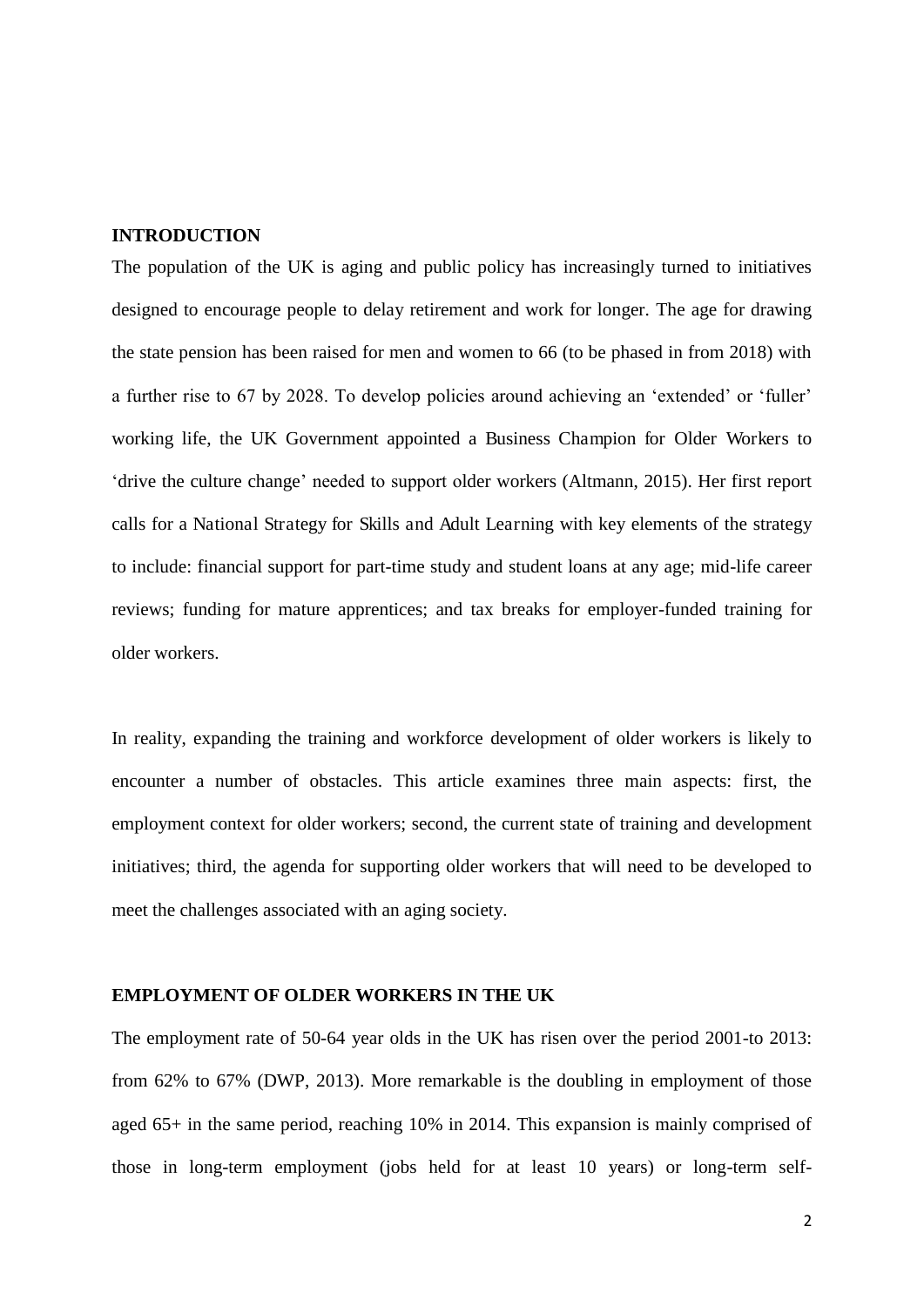## INTRODUCTION

The population of the UK is aging and public policy has increasingly turned to initiatives designed to encourage people to delay retirement and work for longer. The age for drawing the state pension has been raised for men and women to 66 (to be phased in from 2018) with a further rise to 67 by 2028. To develop policies around achieving an 'extended' or 'fuller' working life, the UK Government appointed a Business Champion for Older Workers to 'drive the culture change' needed to support older workers (Altmann, 2015). Her first report calls for a National Strategy for Skills and Adult Learning with key elements of the strategy to include: financial support for part-time study and student loans at any age; mid-life career reviews; funding for mature apprentices; and tax breaks for employer-funded training for older workers.

In reality, expanding the training and workforce development of older workers is likely to encounter a number of obstacles. This article examines three main aspects: first, the employment context for older workers; second, the current state of training and development initiatives; third, the agenda for supporting older workers that will need to be developed to meet the challenges associated with an aging society.

## EMPLOYMENT OF OLDER WORKERS IN THE UK

The employment rate of 50-64 year olds in the UK has risen over the period 2001-to 2013: from 62% to 67% (DWP, 2013). More remarkable is the doubling in employment of those aged 65+ in the same period, reaching 10% in 2014. This expansion is mainly comprised of those in long-term employment (jobs held for at least 10 years) or long-term self-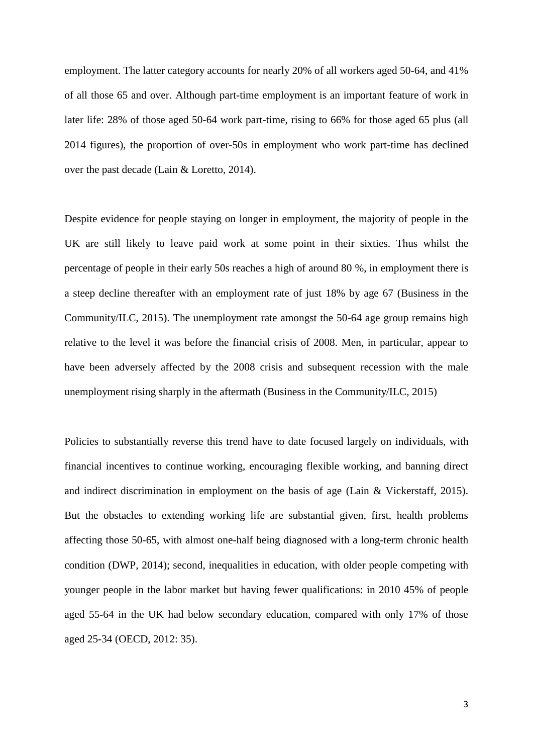employment. The latter category accounts for nearly 20% of all workers aged 50-64, and 41% of all those 65 and over. Although part-time employment is an important feature of work in later life: 28% of those aged 50-64 work part-time, rising to 66% for those aged 65 plus (all 2014 figures), the proportion of over-50s in employment who work part-time has declined over the past decade (Lain & Loretto, 2014).

Despite evidence for people staying on longer in employment, the majority of people in the UK are still likely to leave paid work at some point in their sixties. Thus whilst the percentage of people in their early 50s reaches a high of around 80 %, in employment there is a steep decline thereafter with an employment rate of just 18% by age 67 (Business in the Community/ILC, 2015). The unemployment rate amongst the 50-64 age group remains high relative to the level it was before the financial crisis of 2008. Men, in particular, appear to have been adversely affected by the 2008 crisis and subsequent recession with the male unemployment rising sharply in the aftermath (Business in the Community/ILC, 2015)

Policies to substantially reverse this trend have to date focused largely on individuals, with financial incentives to continue working, encouraging flexible working, and banning direct and indirect discrimination in employment on the basis of age (Lain & Vickerstaff, 2015). But the obstacles to extending working life are substantial given, first, health problems affecting those 50-65, with almost one-half being diagnosed with a long-term chronic health condition (DWP, 2014); second, inequalities in education, with older people competing with younger people in the labor market but having fewer qualifications: in 2010 45% of people aged 55-64 in the UK had below secondary education, compared with only 17% of those aged 25-34 (OECD, 2012: 35).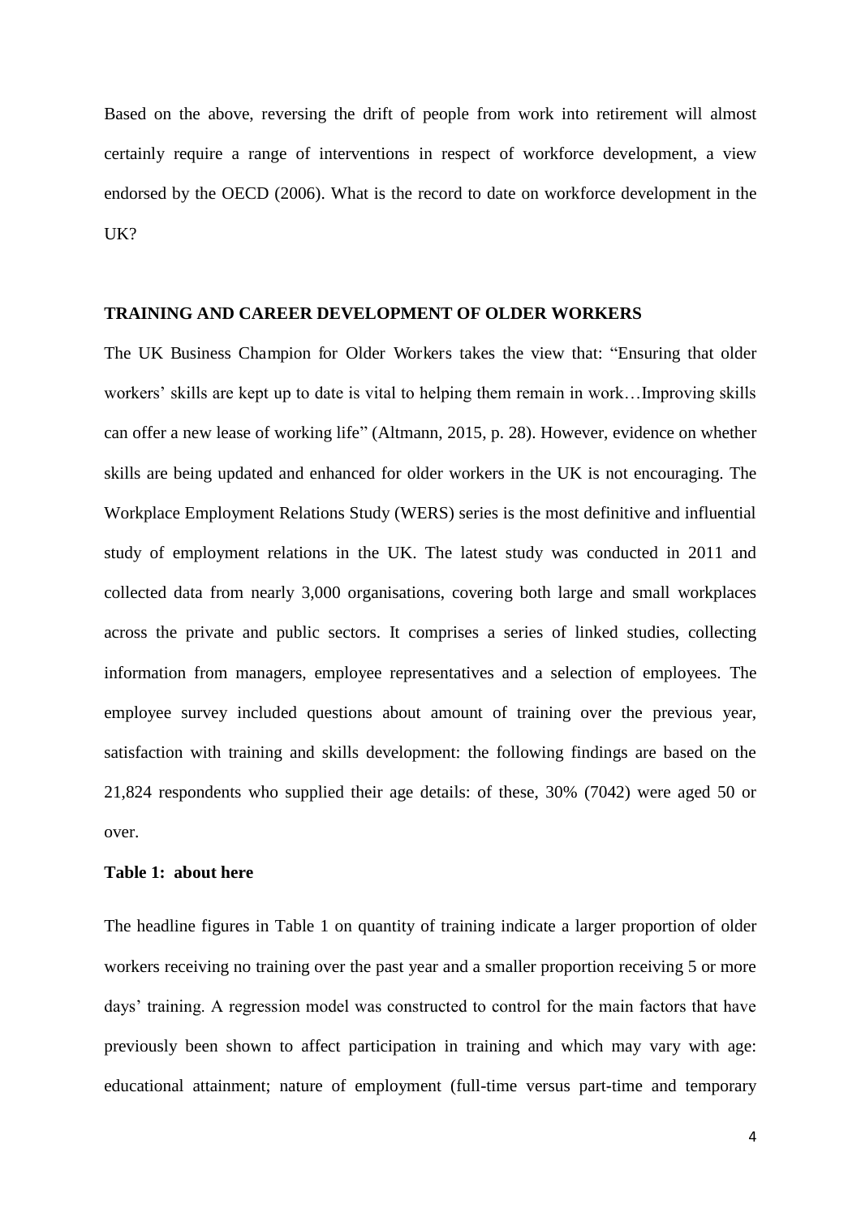Based on the above, reversing the drift of people from work into retirement will almost certainly require a range of interventions in respect of workforce development, a view endorsed by the OECD (2006). What is the record to date on workforce development in the UK?

## TRAINING AND CAREER DEVELOPMENT OF OLDER WORKERS

The UK Business Champion for Older Workers takes the view that: "Ensuring that older workers' skills are kept up to date is vital to helping them remain in work…Improving skills can offer a new lease of working life" (Altmann, 2015, p. 28). However, evidence on whether skills are being updated and enhanced for older workers in the UK is not encouraging. The Workplace Employment Relations Study (WERS) series is the most definitive and influential study of employment relations in the UK. The latest study was conducted in 2011 and collected data from nearly 3,000 organisations, covering both large and small workplaces across the private and public sectors. It comprises a series of linked studies, collecting information from managers, employee representatives and a selection of employees. The employee survey included questions about amount of training over the previous year, satisfaction with training and skills development: the following findings are based on the 21,824 respondents who supplied their age details: of these, 30% (7042) were aged 50 or over.

**Table 1: about here**

The headline figures in Table 1 on quantity of training indicate a larger proportion of older workers receiving no training over the past year and a smaller proportion receiving 5 or more days' training. A regression model was constructed to control for the main factors that have previously been shown to affect participation in training and which may vary with age: educational attainment; nature of employment (full-time versus part-time and temporary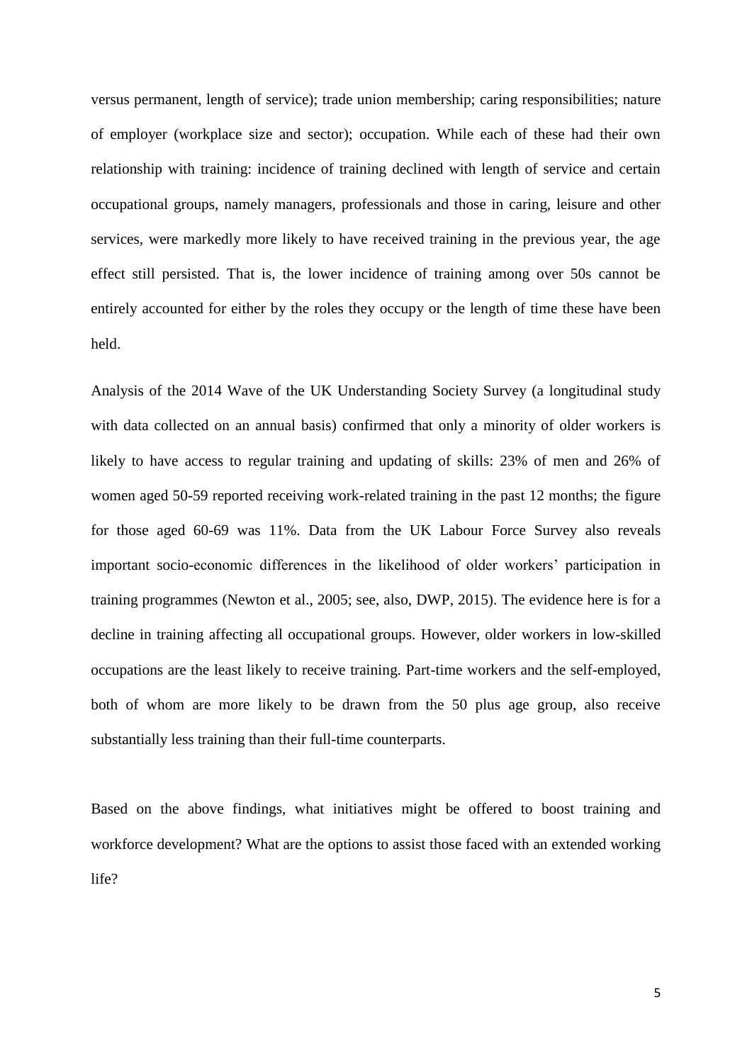versus permanent, length of service); trade union membership; caring responsibilities; nature of employer (workplace size and sector); occupation. While each of these had their own relationship with training: incidence of training declined with length of service and certain occupational groups, namely managers, professionals and those in caring, leisure and other services, were markedly more likely to have received training in the previous year, the age effect still persisted. That is, the lower incidence of training among over 50s cannot be entirely accounted for either by the roles they occupy or the length of time these have been held.

Analysis of the 2014 Wave of the UK Understanding Society Survey (a longitudinal study with data collected on an annual basis) confirmed that only a minority of older workers is likely to have access to regular training and updating of skills: 23% of men and 26% of women aged 50-59 reported receiving work-related training in the past 12 months; the figure for those aged 60-69 was 11%. Data from the UK Labour Force Survey also reveals important socio-economic differences in the likelihood of older workers' participation in training programmes (Newton et al., 2005; see, also, DWP, 2015). The evidence here is for a decline in training affecting all occupational groups. However, older workers in low-skilled occupations are the least likely to receive training. Part-time workers and the self-employed, both of whom are more likely to be drawn from the 50 plus age group, also receive substantially less training than their full-time counterparts.

Based on the above findings, what initiatives might be offered to boost training and workforce development? What are the options to assist those faced with an extended working life?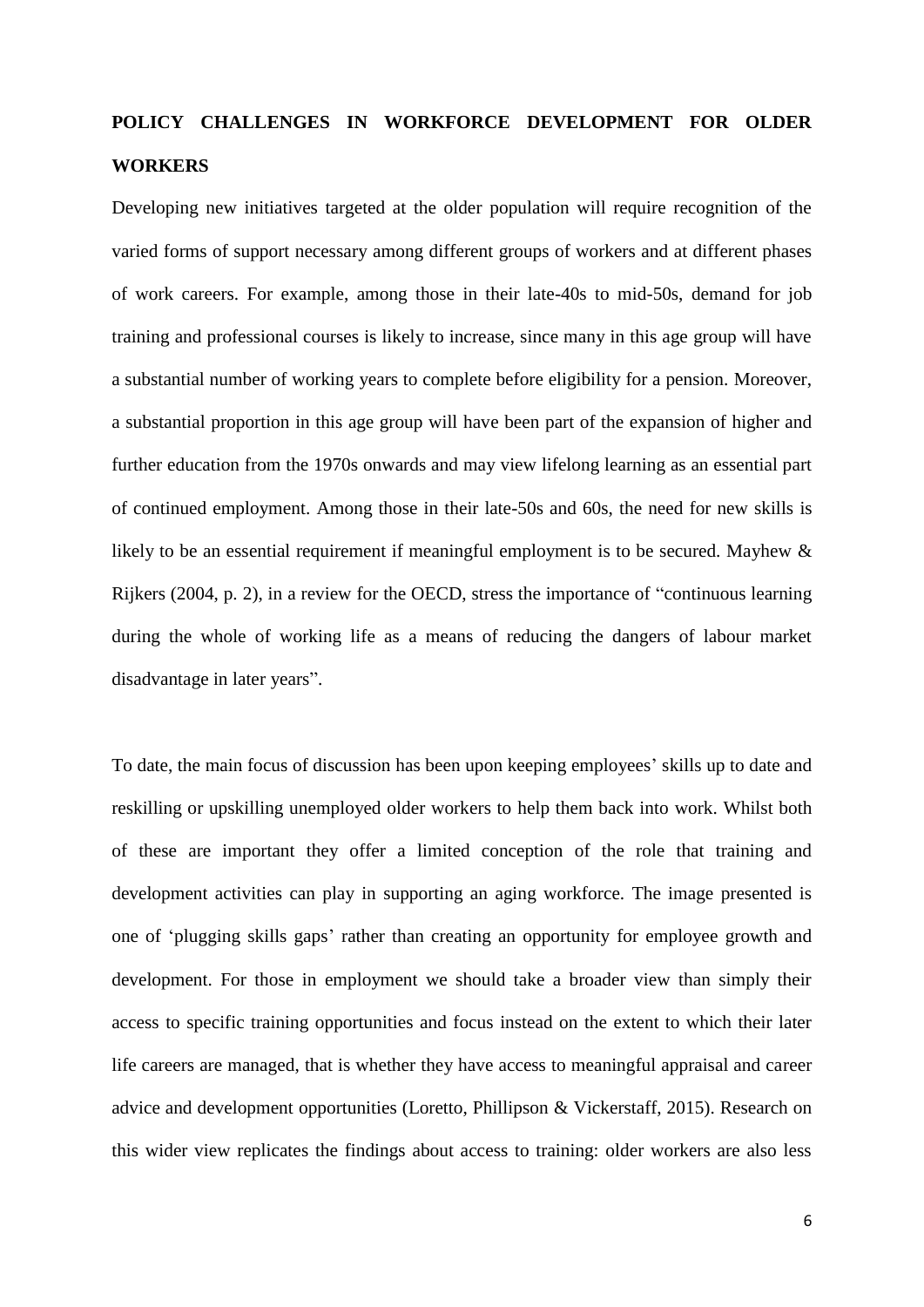## POLICY CHALLENGES IN WORKFORCE DEVELOPMENT FOR OLDER WORKERS

Developing new initiatives targeted at the older population will require recognition of the varied forms of support necessary among different groups of workers and at different phases of work careers. For example, among those in their late-40s to mid-50s, demand for job training and professional courses is likely to increase, since many in this age group will have a substantial number of working years to complete before eligibility for a pension. Moreover, a substantial proportion in this age group will have been part of the expansion of higher and further education from the 1970s onwards and may view lifelong learning as an essential part of continued employment. Among those in their late-50s and 60s, the need for new skills is likely to be an essential requirement if meaningful employment is to be secured. Mayhew & Rijkers (2004, p. 2), in a review for the OECD, stress the importance of "continuous learning during the whole of working life as a means of reducing the dangers of labour market disadvantage in later years".

To date, the main focus of discussion has been upon keeping employees' skills up to date and reskilling or upskilling unemployed older workers to help them back into work. Whilst both of these are important they offer a limited conception of the role that training and development activities can play in supporting an aging workforce. The image presented is one of 'plugging skills gaps' rather than creating an opportunity for employee growth and development. For those in employment we should take a broader view than simply their access to specific training opportunities and focus instead on the extent to which their later life careers are managed, that is whether they have access to meaningful appraisal and career advice and development opportunities (Loretto, Phillipson & Vickerstaff, 2015). Research on this wider view replicates the findings about access to training: older workers are also less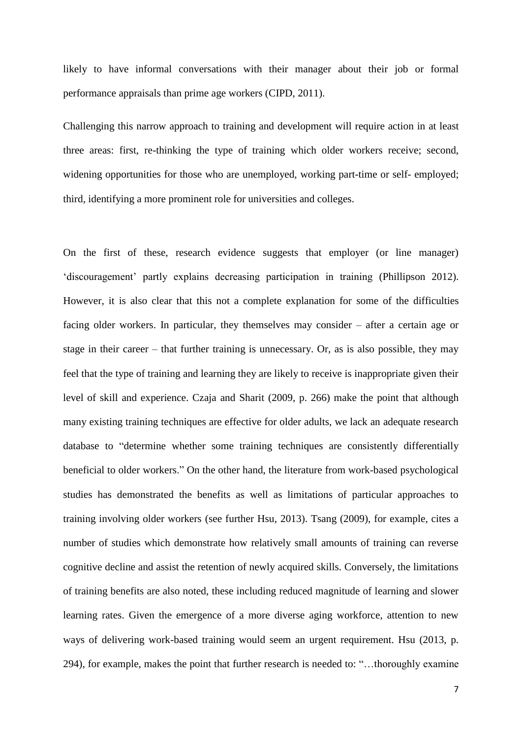likely to have informal conversations with their manager about their job or formal performance appraisals than prime age workers (CIPD, 2011).

Challenging this narrow approach to training and development will require action in at least three areas: first, re-thinking the type of training which older workers receive; second, widening opportunities for those who are unemployed, working part-time or self- employed; third, identifying a more prominent role for universities and colleges.

On the first of these, research evidence suggests that employer (or line manager) 'discouragement' partly explains decreasing participation in training (Phillipson 2012). However, it is also clear that this not a complete explanation for some of the difficulties facing older workers. In particular, they themselves may consider – after a certain age or stage in their career – that further training is unnecessary. Or, as is also possible, they may feel that the type of training and learning they are likely to receive is inappropriate given their level of skill and experience. Czaja and Sharit (2009, p. 266) make the point that although many existing training techniques are effective for older adults, we lack an adequate research database to "determine whether some training techniques are consistently differentially beneficial to older workers." On the other hand, the literature from work-based psychological studies has demonstrated the benefits as well as limitations of particular approaches to training involving older workers (see further Hsu, 2013). Tsang (2009), for example, cites a number of studies which demonstrate how relatively small amounts of training can reverse cognitive decline and assist the retention of newly acquired skills. Conversely, the limitations of training benefits are also noted, these including reduced magnitude of learning and slower learning rates. Given the emergence of a more diverse aging workforce, attention to new ways of delivering work-based training would seem an urgent requirement. Hsu (2013, p. 294), for example, makes the point that further research is needed to: "…thoroughly examine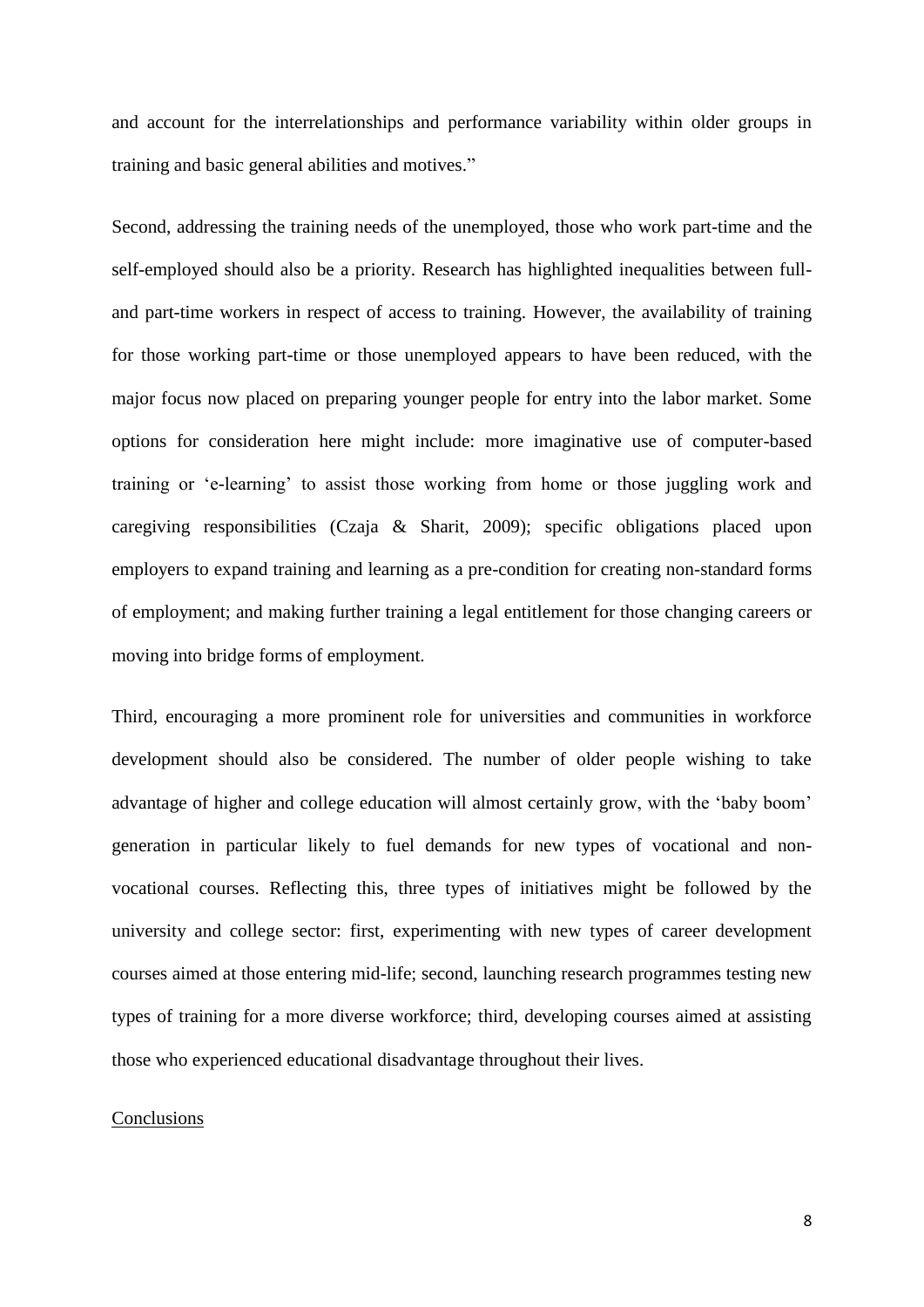and account for the interrelationships and performance variability within older groups in training and basic general abilities and motives."

Second, addressing the training needs of the unemployed, those who work part-time and the self-employed should also be a priority. Research has highlighted inequalities between full- and part-time workers in respect of access to training. However, the availability of training for those working part-time or those unemployed appears to have been reduced, with the major focus now placed on preparing younger people for entry into the labor market. Some options for consideration here might include: more imaginative use of computer-based training or 'e-learning' to assist those working from home or those juggling work and caregiving responsibilities (Czaja & Sharit, 2009); specific obligations placed upon employers to expand training and learning as a pre-condition for creating non-standard forms of employment; and making further training a legal entitlement for those changing careers or moving into bridge forms of employment.

Third, encouraging a more prominent role for universities and communities in workforce development should also be considered. The number of older people wishing to take advantage of higher and college education will almost certainly grow, with the 'baby boom' generation in particular likely to fuel demands for new types of vocational and non-vocational courses. Reflecting this, three types of initiatives might be followed by the university and college sector: first, experimenting with new types of career development courses aimed at those entering mid-life; second, launching research programmes testing new types of training for a more diverse workforce; third, developing courses aimed at assisting those who experienced educational disadvantage throughout their lives.

## Conclusions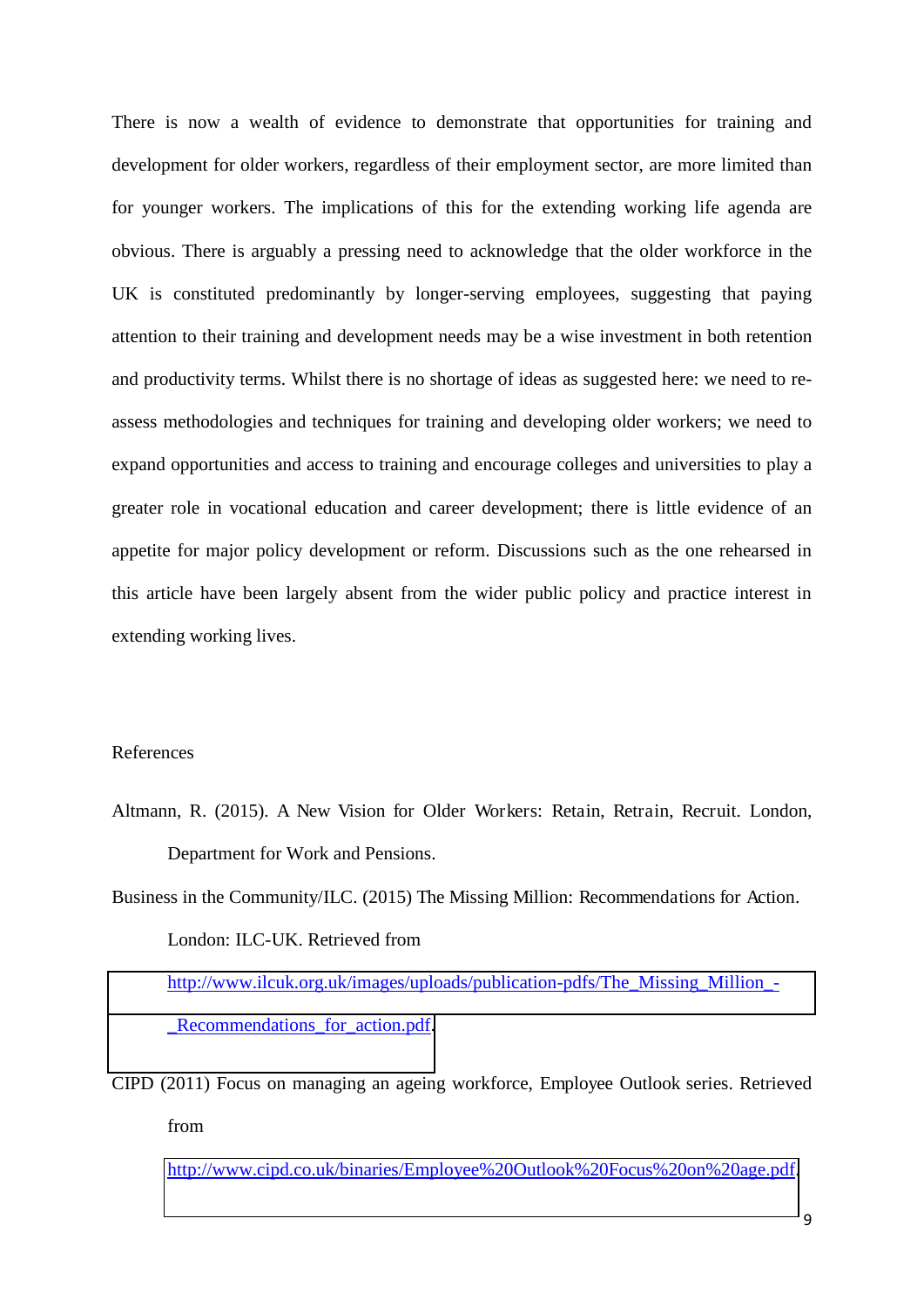There is now a wealth of evidence to demonstrate that opportunities for training and development for older workers, regardless of their employment sector, are more limited than for younger workers. The implications of this for the extending working life agenda are obvious. There is arguably a pressing need to acknowledge that the older workforce in the UK is constituted predominantly by longer-serving employees, suggesting that paying attention to their training and development needs may be a wise investment in both retention and productivity terms. Whilst there is no shortage of ideas as suggested here: we need to re-assess methodologies and techniques for training and developing older workers; we need to expand opportunities and access to training and encourage colleges and universities to play a greater role in vocational education and career development; there is little evidence of an appetite for major policy development or reform. Discussions such as the one rehearsed in this article have been largely absent from the wider public policy and practice interest in extending working lives.

## References

Altmann, R. (2015). A New Vision for Older Workers: Retain, Retrain, Recruit. London, Department for Work and Pensions.

Business in the Community/ILC. (2015) The Missing Million: Recommendations for Action. London: ILC-UK. Retrieved from http://www.ilcuk.org.uk/images/uploads/publication-pdfs/The_Missing_Million_-_Recommendations_for_action.pdf.

CIPD (2011) Focus on managing an ageing workforce, Employee Outlook series. Retrieved from http://www.cipd.co.uk/binaries/Employee%20Outlook%20Focus%20on%20age.pdf.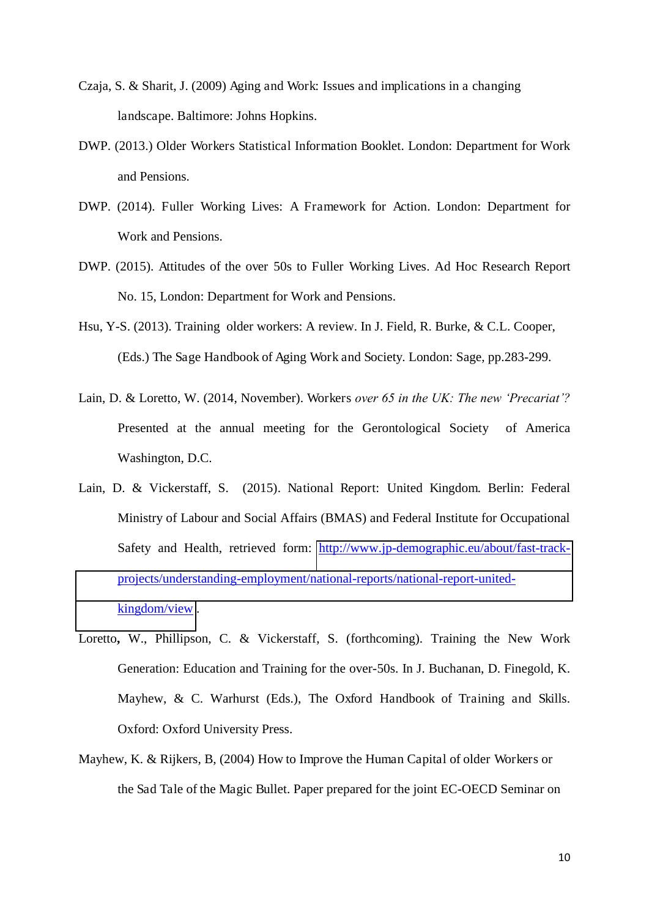Czaja, S. & Sharit, J. (2009) Aging and Work: Issues and implications in a changing landscape. Baltimore: Johns Hopkins.

DWP. (2013.) Older Workers Statistical Information Booklet. London: Department for Work and Pensions.

DWP. (2014). Fuller Working Lives: A Framework for Action. London: Department for Work and Pensions.

DWP. (2015). Attitudes of the over 50s to Fuller Working Lives. Ad Hoc Research Report No. 15, London: Department for Work and Pensions.

Hsu, Y-S. (2013). Training older workers: A review. In J. Field, R. Burke, & C.L. Cooper, (Eds.) The Sage Handbook of Aging Work and Society. London: Sage, pp.283-299.

Lain, D. & Loretto, W. (2014, November). Workers *over 65 in the UK: The new 'Precariat'?* Presented at the annual meeting for the Gerontological Society of America Washington, D.C.

Lain, D. & Vickerstaff, S. (2015). National Report: United Kingdom. Berlin: Federal Ministry of Labour and Social Affairs (BMAS) and Federal Institute for Occupational Safety and Health, retrieved form: http://www.jp-demographic.eu/about/fast-track-projects/understanding-employment/national-reports/national-report-united-kingdom/view.

Loretto**,** W., Phillipson, C. & Vickerstaff, S. (forthcoming). Training the New Work Generation: Education and Training for the over-50s. In J. Buchanan, D. Finegold, K. Mayhew, & C. Warhurst (Eds.), The Oxford Handbook of Training and Skills. Oxford: Oxford University Press.

Mayhew, K. & Rijkers, B, (2004) How to Improve the Human Capital of older Workers or the Sad Tale of the Magic Bullet. Paper prepared for the joint EC-OECD Seminar on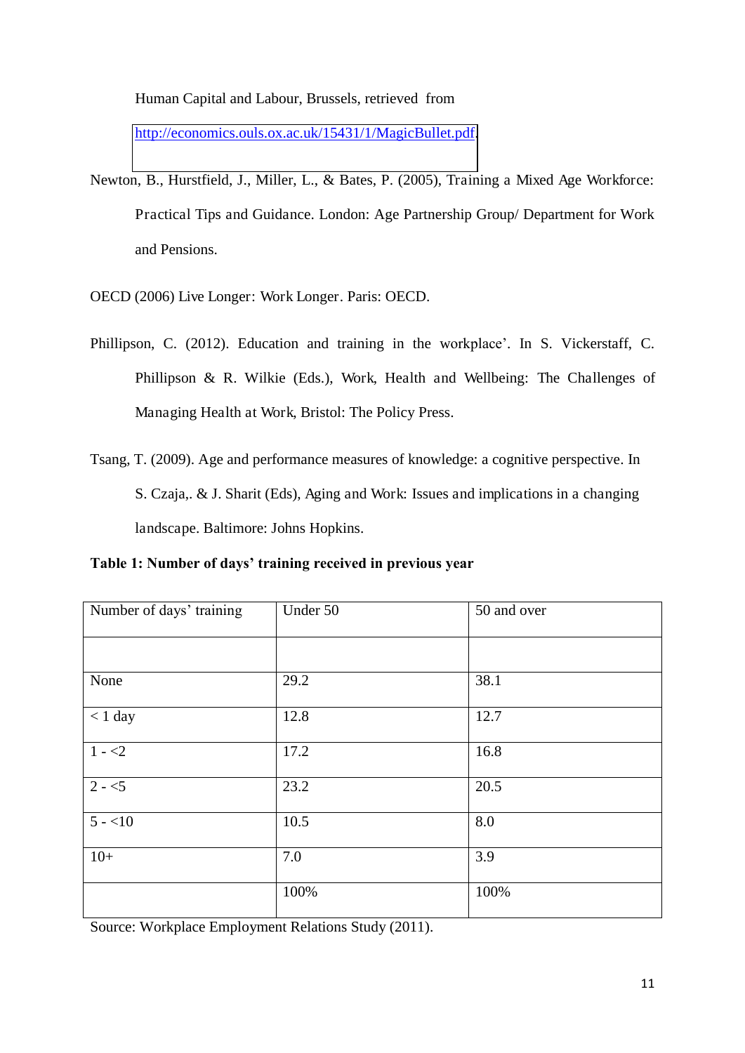Human Capital and Labour, Brussels, retrieved from http://economics.ouls.ox.ac.uk/15431/1/MagicBullet.pdf.

Newton, B., Hurstfield, J., Miller, L., & Bates, P. (2005), Training a Mixed Age Workforce: Practical Tips and Guidance. London: Age Partnership Group/ Department for Work and Pensions.

OECD (2006) Live Longer: Work Longer. Paris: OECD.

Phillipson, C. (2012). Education and training in the workplace'. In S. Vickerstaff, C. Phillipson & R. Wilkie (Eds.), Work, Health and Wellbeing: The Challenges of Managing Health at Work, Bristol: The Policy Press.

Tsang, T. (2009). Age and performance measures of knowledge: a cognitive perspective. In S. Czaja,. & J. Sharit (Eds), Aging and Work: Issues and implications in a changing landscape. Baltimore: Johns Hopkins.

**Table 1: Number of days' training received in previous year**

| Number of days' training | Under 50 | 50 and over |
|---|---|---|
| | | |
| None | 29.2 | 38.1 |
| < 1 day | 12.8 | 12.7 |
| 1 - <2 | 17.2 | 16.8 |
| 2 - <5 | 23.2 | 20.5 |
| 5 - <10 | 10.5 | 8.0 |
| 10+ | 7.0 | 3.9 |
| | 100% | 100% |

Source: Workplace Employment Relations Study (2011).